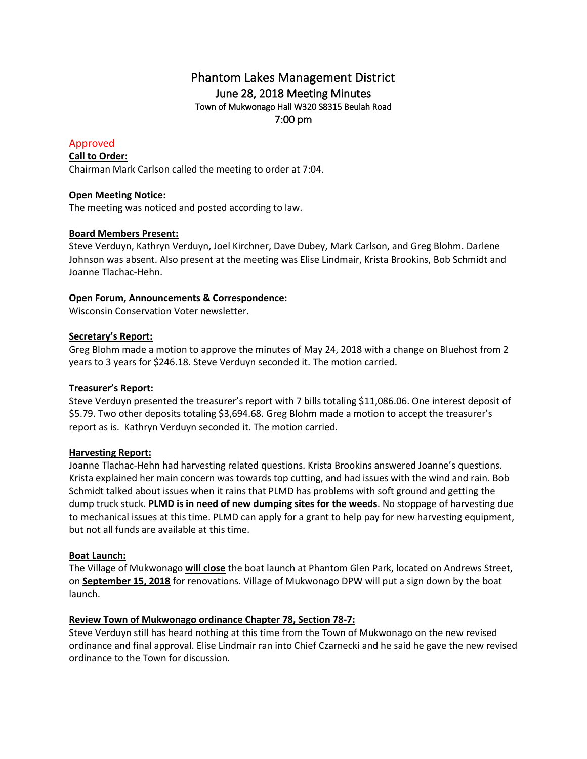# Phantom Lakes Management District

## June 28, 2018 Meeting Minutes

Town of Mukwonago Hall W320 S8315 Beulah Road

7:00 pm

Approved

**Call to Order:**

Chairman Mark Carlson called the meeting to order at 7:04.

**Open Meeting Notice:**

The meeting was noticed and posted according to law.

**Board Members Present:**

Steve Verduyn, Kathryn Verduyn, Joel Kirchner, Dave Dubey, Mark Carlson, and Greg Blohm. Darlene Johnson was absent. Also present at the meeting was Elise Lindmair, Krista Brookins, Bob Schmidt and Joanne Tlachac-Hehn.

**Open Forum, Announcements & Correspondence:**

Wisconsin Conservation Voter newsletter.

**Secretary's Report:**

Greg Blohm made a motion to approve the minutes of May 24, 2018 with a change on Bluehost from 2 years to 3 years for $246.18. Steve Verduyn seconded it. The motion carried.

**Treasurer's Report:**

Steve Verduyn presented the treasurer's report with 7 bills totaling $11,086.06. One interest deposit of $5.79. Two other deposits totaling $3,694.68. Greg Blohm made a motion to accept the treasurer's report as is. Kathryn Verduyn seconded it. The motion carried.

**Harvesting Report:**

Joanne Tlachac-Hehn had harvesting related questions. Krista Brookins answered Joanne's questions. Krista explained her main concern was towards top cutting, and had issues with the wind and rain. Bob Schmidt talked about issues when it rains that PLMD has problems with soft ground and getting the dump truck stuck. **PLMD is in need of new dumping sites for the weeds**. No stoppage of harvesting due to mechanical issues at this time. PLMD can apply for a grant to help pay for new harvesting equipment, but not all funds are available at this time.

**Boat Launch:**

The Village of Mukwonago **will close** the boat launch at Phantom Glen Park, located on Andrews Street, on **September 15, 2018** for renovations. Village of Mukwonago DPW will put a sign down by the boat launch.

**Review Town of Mukwonago ordinance Chapter 78, Section 78-7:**

Steve Verduyn still has heard nothing at this time from the Town of Mukwonago on the new revised ordinance and final approval. Elise Lindmair ran into Chief Czarnecki and he said he gave the new revised ordinance to the Town for discussion.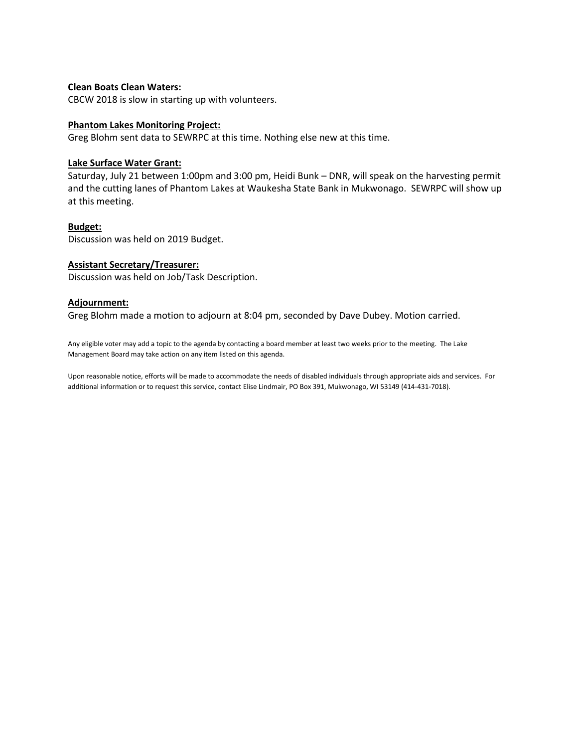**Clean Boats Clean Waters:**

CBCW 2018 is slow in starting up with volunteers.

**Phantom Lakes Monitoring Project:**

Greg Blohm sent data to SEWRPC at this time. Nothing else new at this time.

**Lake Surface Water Grant:**

Saturday, July 21 between 1:00pm and 3:00 pm, Heidi Bunk – DNR, will speak on the harvesting permit and the cutting lanes of Phantom Lakes at Waukesha State Bank in Mukwonago. SEWRPC will show up at this meeting.

**Budget:**

Discussion was held on 2019 Budget.

**Assistant Secretary/Treasurer:**

Discussion was held on Job/Task Description.

**Adjournment:**

Greg Blohm made a motion to adjourn at 8:04 pm, seconded by Dave Dubey. Motion carried.

Any eligible voter may add a topic to the agenda by contacting a board member at least two weeks prior to the meeting. The Lake Management Board may take action on any item listed on this agenda.

Upon reasonable notice, efforts will be made to accommodate the needs of disabled individuals through appropriate aids and services. For additional information or to request this service, contact Elise Lindmair, PO Box 391, Mukwonago, WI 53149 (414-431-7018).